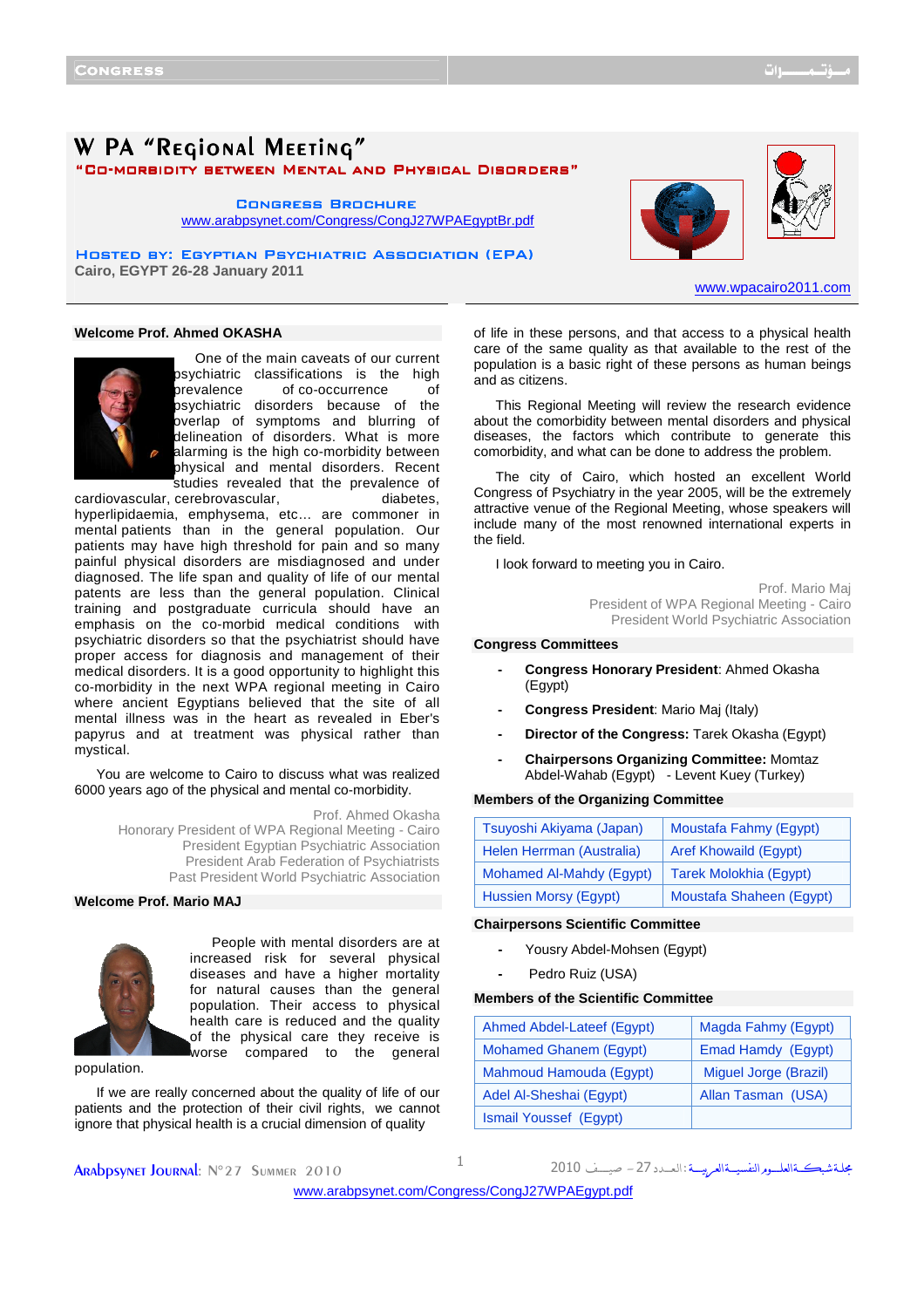# W PA "Regional Meeting"

## "Co-morbidity between Mental and Physical Disorders"

**Congress Brochure**
www.arabpsynet.com/Congress/CongJ27WPAEgyptBr.pdf

**Hosted by: Egyptian Psychiatric Association (EPA)**
**Cairo, EGYPT 26-28 January 2011**

www.wpacairo2011.com

### Welcome Prof. Ahmed OKASHA

One of the main caveats of our current psychiatric classifications is the high prevalence of co-occurrence of psychiatric disorders because of the overlap of symptoms and blurring of delineation of disorders. What is more alarming is the high co-morbidity between physical and mental disorders. Recent studies revealed that the prevalence of cardiovascular, cerebrovascular, diabetes, hyperlipidaemia, emphysema, etc… are commoner in mental patients than in the general population. Our patients may have high threshold for pain and so many painful physical disorders are misdiagnosed and under diagnosed. The life span and quality of life of our mental patents are less than the general population. Clinical training and postgraduate curricula should have an emphasis on the co-morbid medical conditions with psychiatric disorders so that the psychiatrist should have proper access for diagnosis and management of their medical disorders. It is a good opportunity to highlight this co-morbidity in the next WPA regional meeting in Cairo where ancient Egyptians believed that the site of all mental illness was in the heart as revealed in Eber's papyrus and at treatment was physical rather than mystical.

You are welcome to Cairo to discuss what was realized 6000 years ago of the physical and mental co-morbidity.

Prof. Ahmed Okasha
Honorary President of WPA Regional Meeting - Cairo
President Egyptian Psychiatric Association
President Arab Federation of Psychiatrists
Past President World Psychiatric Association

### Welcome Prof. Mario MAJ

People with mental disorders are at increased risk for several physical diseases and have a higher mortality for natural causes than the general population. Their access to physical health care is reduced and the quality of the physical care they receive is worse compared to the general population.

If we are really concerned about the quality of life of our patients and the protection of their civil rights, we cannot ignore that physical health is a crucial dimension of quality of life in these persons, and that access to a physical health care of the same quality as that available to the rest of the population is a basic right of these persons as human beings and as citizens.

This Regional Meeting will review the research evidence about the comorbidity between mental disorders and physical diseases, the factors which contribute to generate this comorbidity, and what can be done to address the problem.

The city of Cairo, which hosted an excellent World Congress of Psychiatry in the year 2005, will be the extremely attractive venue of the Regional Meeting, whose speakers will include many of the most renowned international experts in the field.

I look forward to meeting you in Cairo.

Prof. Mario Maj
President of WPA Regional Meeting - Cairo
President World Psychiatric Association

### Congress Committees

- **Congress Honorary President**: Ahmed Okasha (Egypt)
- **Congress President**: Mario Maj (Italy)
- **Director of the Congress:** Tarek Okasha (Egypt)
- **Chairpersons Organizing Committee:** Momtaz Abdel-Wahab (Egypt) - Levent Kuey (Turkey)

### Members of the Organizing Committee

| | |
|---|---|
| Tsuyoshi Akiyama (Japan) | Moustafa Fahmy (Egypt) |
| Helen Herrman (Australia) | Aref Khowaild (Egypt) |
| Mohamed Al-Mahdy (Egypt) | Tarek Molokhia (Egypt) |
| Hussien Morsy (Egypt) | Moustafa Shaheen (Egypt) |

### Chairpersons Scientific Committee

- Yousry Abdel-Mohsen (Egypt)
- Pedro Ruiz (USA)

### Members of the Scientific Committee

| | |
|---|---|
| Ahmed Abdel-Lateef (Egypt) | Magda Fahmy (Egypt) |
| Mohamed Ghanem (Egypt) | Emad Hamdy (Egypt) |
| Mahmoud Hamouda (Egypt) | Miguel Jorge (Brazil) |
| Adel Al-Sheshai (Egypt) | Allan Tasman (USA) |
| Ismail Youssef (Egypt) | |

www.arabpsynet.com/Congress/CongJ27WPAEgypt.pdf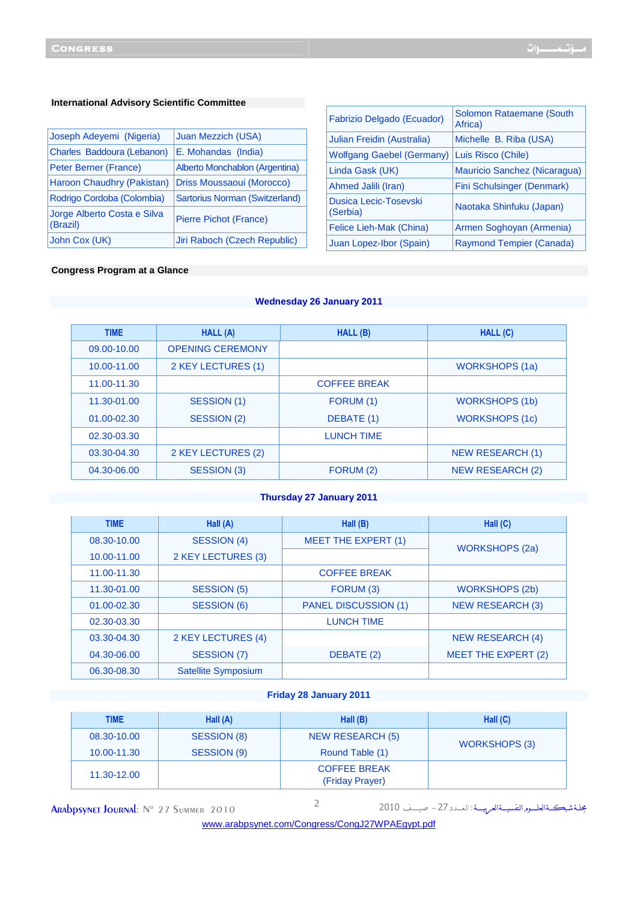## International Advisory Scientific Committee

| | |
|---|---|
| Joseph Adeyemi (Nigeria) | Juan Mezzich (USA) |
| Charles Baddoura (Lebanon) | E. Mohandas (India) |
| Peter Berner (France) | Alberto Monchablon (Argentina) |
| Haroon Chaudhry (Pakistan) | Driss Moussaoui (Morocco) |
| Rodrigo Cordoba (Colombia) | Sartorius Norman (Switzerland) |
| Jorge Alberto Costa e Silva (Brazil) | Pierre Pichot (France) |
| John Cox (UK) | Jiri Raboch (Czech Republic) |
| Fabrizio Delgado (Ecuador) | Solomon Rataemane (South Africa) |
| Julian Freidin (Australia) | Michelle B. Riba (USA) |
| Wolfgang Gaebel (Germany) | Luis Risco (Chile) |
| Linda Gask (UK) | Mauricio Sanchez (Nicaragua) |
| Ahmed Jalili (Iran) | Fini Schulsinger (Denmark) |
| Dusica Lecic-Tosevski (Serbia) | Naotaka Shinfuku (Japan) |
| Felice Lieh-Mak (China) | Armen Soghoyan (Armenia) |
| Juan Lopez-Ibor (Spain) | Raymond Tempier (Canada) |

## Congress Program at a Glance

### Wednesday 26 January 2011

| TIME | HALL (A) | HALL (B) | HALL (C) |
|---|---|---|---|
| 09.00-10.00 | OPENING CEREMONY | | |
| 10.00-11.00 | 2 KEY LECTURES (1) | | WORKSHOPS (1a) |
| 11.00-11.30 | | COFFEE BREAK | |
| 11.30-01.00 | SESSION (1) | FORUM (1) | WORKSHOPS (1b) |
| 01.00-02.30 | SESSION (2) | DEBATE (1) | WORKSHOPS (1c) |
| 02.30-03.30 | | LUNCH TIME | |
| 03.30-04.30 | 2 KEY LECTURES (2) | | NEW RESEARCH (1) |
| 04.30-06.00 | SESSION (3) | FORUM (2) | NEW RESEARCH (2) |

### Thursday 27 January 2011

| TIME | Hall (A) | Hall (B) | Hall (C) |
|---|---|---|---|
| 08.30-10.00 | SESSION (4) | MEET THE EXPERT (1) | WORKSHOPS (2a) |
| 10.00-11.00 | 2 KEY LECTURES (3) | | |
| 11.00-11.30 | | COFFEE BREAK | |
| 11.30-01.00 | SESSION (5) | FORUM (3) | WORKSHOPS (2b) |
| 01.00-02.30 | SESSION (6) | PANEL DISCUSSION (1) | NEW RESEARCH (3) |
| 02.30-03.30 | | LUNCH TIME | |
| 03.30-04.30 | 2 KEY LECTURES (4) | | NEW RESEARCH (4) |
| 04.30-06.00 | SESSION (7) | DEBATE (2) | MEET THE EXPERT (2) |
| 06.30-08.30 | Satellite Symposium | | |

### Friday 28 January 2011

| TIME | Hall (A) | Hall (B) | Hall (C) |
|---|---|---|---|
| 08.30-10.00 | SESSION (8) | NEW RESEARCH (5) | WORKSHOPS (3) |
| 10.00-11.30 | SESSION (9) | Round Table (1) | |
| 11.30-12.00 | | COFFEE BREAK (Friday Prayer) | |

www.arabpsynet.com/Congress/CongJ27WPAEgypt.pdf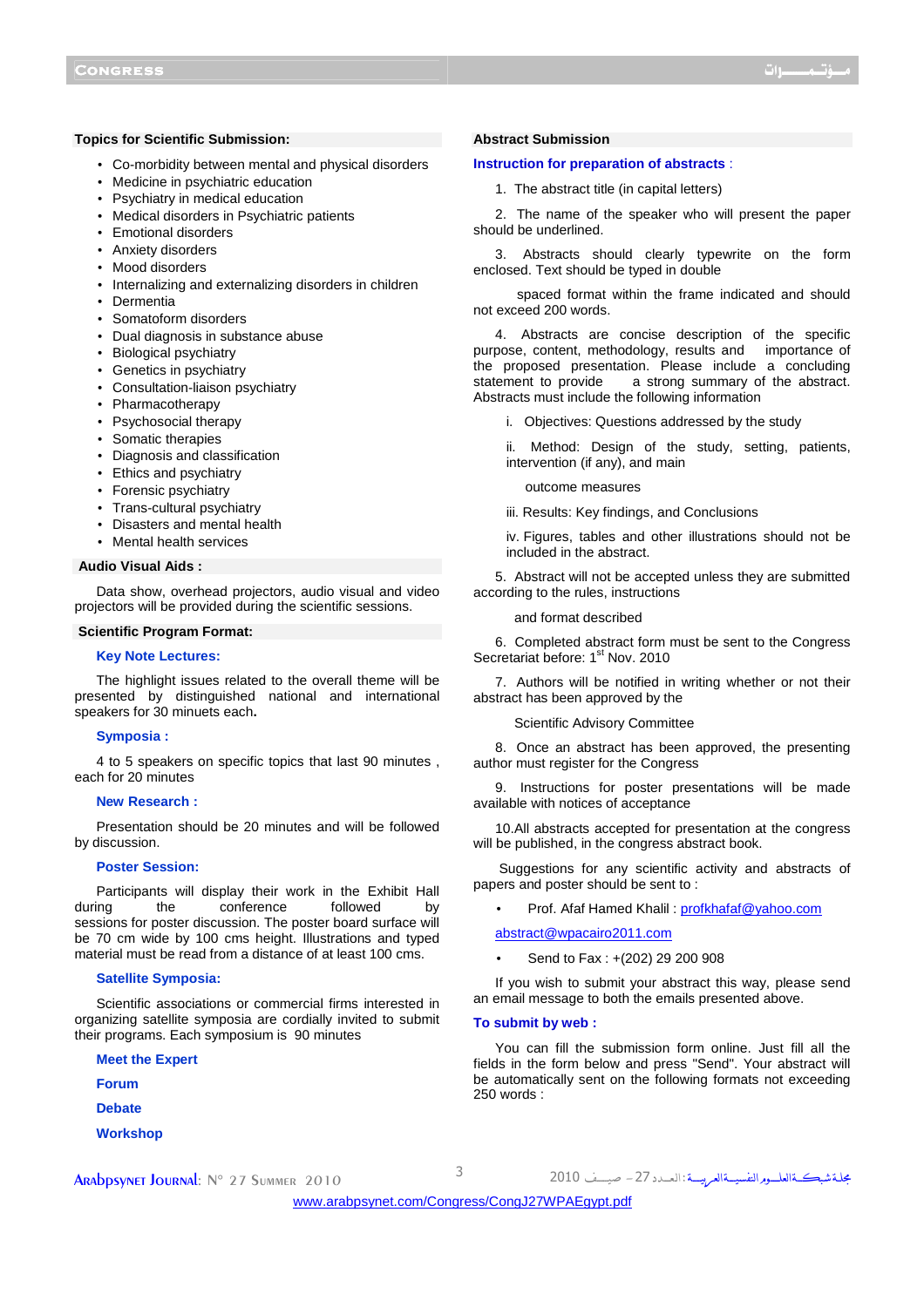## Topics for Scientific Submission:

- Co-morbidity between mental and physical disorders
- Medicine in psychiatric education
- Psychiatry in medical education
- Medical disorders in Psychiatric patients
- Emotional disorders
- Anxiety disorders
- Mood disorders
- Internalizing and externalizing disorders in children
- Dermentia
- Somatoform disorders
- Dual diagnosis in substance abuse
- Biological psychiatry
- Genetics in psychiatry
- Consultation-liaison psychiatry
- Pharmacotherapy
- Psychosocial therapy
- Somatic therapies
- Diagnosis and classification
- Ethics and psychiatry
- Forensic psychiatry
- Trans-cultural psychiatry
- Disasters and mental health
- Mental health services

## Audio Visual Aids :

Data show, overhead projectors, audio visual and video projectors will be provided during the scientific sessions.

## Scientific Program Format:

### Key Note Lectures:

The highlight issues related to the overall theme will be presented by distinguished national and international speakers for 30 minuets each**.**

### Symposia :

4 to 5 speakers on specific topics that last 90 minutes , each for 20 minutes

### New Research :

Presentation should be 20 minutes and will be followed by discussion.

### Poster Session:

Participants will display their work in the Exhibit Hall during the conference followed by sessions for poster discussion. The poster board surface will be 70 cm wide by 100 cms height. Illustrations and typed material must be read from a distance of at least 100 cms.

### Satellite Symposia:

Scientific associations or commercial firms interested in organizing satellite symposia are cordially invited to submit their programs. Each symposium is 90 minutes

### Meet the Expert

### Forum

### Debate

### Workshop

## Abstract Submission

### Instruction for preparation of abstracts :

1. The abstract title (in capital letters)

2. The name of the speaker who will present the paper should be underlined.

3. Abstracts should clearly typewrite on the form enclosed. Text should be typed in double

spaced format within the frame indicated and should not exceed 200 words.

4. Abstracts are concise description of the specific purpose, content, methodology, results and importance of the proposed presentation. Please include a concluding statement to provide a strong summary of the abstract. Abstracts must include the following information

i. Objectives: Questions addressed by the study

ii. Method: Design of the study, setting, patients, intervention (if any), and main

outcome measures

iii. Results: Key findings, and Conclusions

iv. Figures, tables and other illustrations should not be included in the abstract.

5. Abstract will not be accepted unless they are submitted according to the rules, instructions

and format described

6. Completed abstract form must be sent to the Congress Secretariat before: 1st Nov. 2010

7. Authors will be notified in writing whether or not their abstract has been approved by the

Scientific Advisory Committee

8. Once an abstract has been approved, the presenting author must register for the Congress

9. Instructions for poster presentations will be made available with notices of acceptance

10.All abstracts accepted for presentation at the congress will be published, in the congress abstract book.

Suggestions for any scientific activity and abstracts of papers and poster should be sent to :

- Prof. Afaf Hamed Khalil : profkhafaf@yahoo.com

abstract@wpacairo2011.com

- Send to Fax : +(202) 29 200 908

If you wish to submit your abstract this way, please send an email message to both the emails presented above.

### To submit by web :

You can fill the submission form online. Just fill all the fields in the form below and press "Send". Your abstract will be automatically sent on the following formats not exceeding 250 words :

www.arabpsynet.com/Congress/CongJ27WPAEgypt.pdf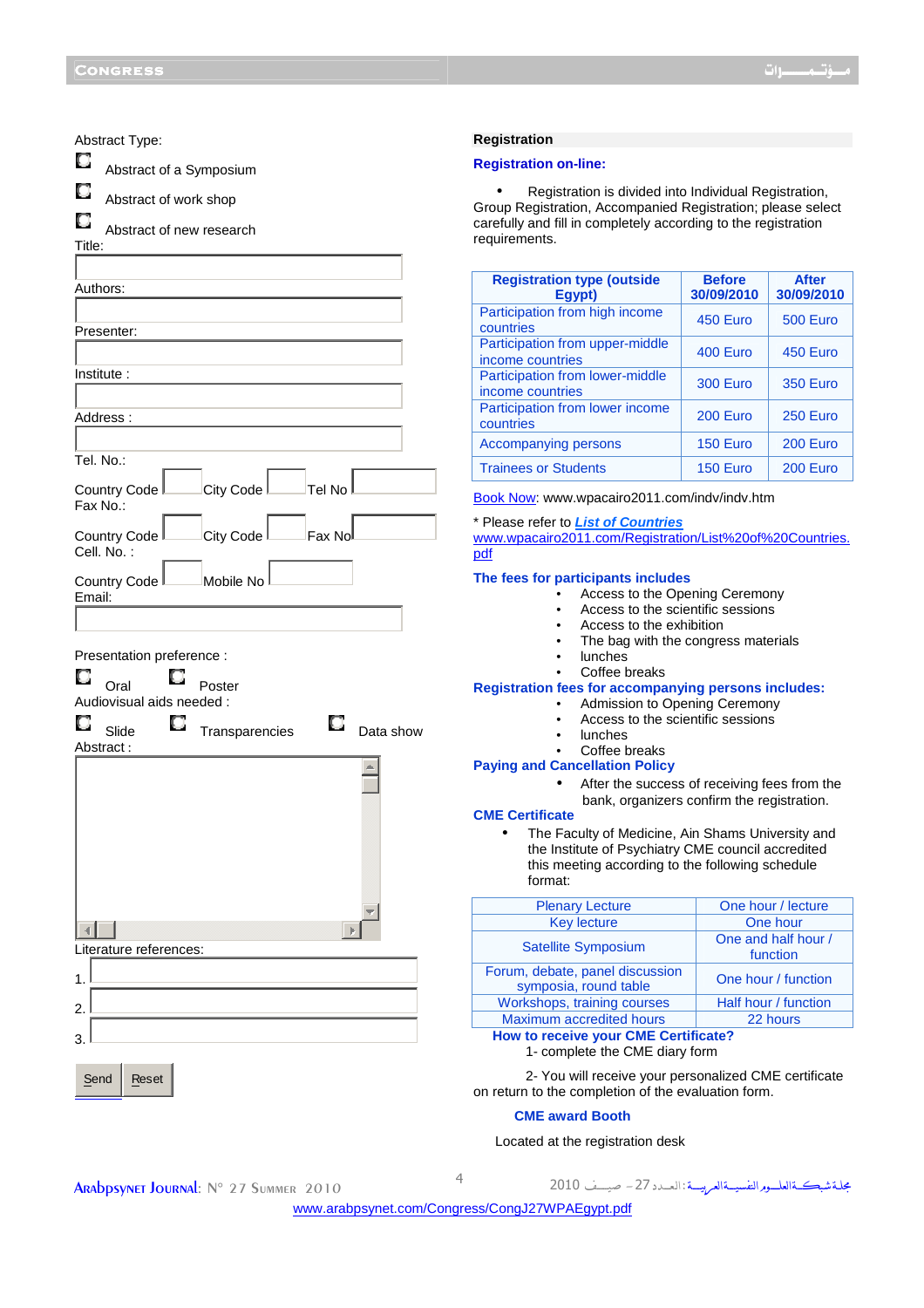Abstract Type:

- Abstract of a Symposium
- Abstract of work shop
- Abstract of new research

Title:

Authors:

Presenter:

Institute :

Address :

Tel. No.:

Country Code | City Code | Tel No

Fax No.:

Country Code | City Code | Fax No

Cell. No. :

Country Code | Mobile No

Email:

Presentation preference :

- Oral
- Poster

Audiovisual aids needed :

- Slide
- Transparencies
- Data show

Abstract :

Literature references:

1.

2.

3.

Send | Reset

## Registration

**Registration on-line:**

- Registration is divided into Individual Registration, Group Registration, Accompanied Registration; please select carefully and fill in completely according to the registration requirements.

| Registration type (outside Egypt) | Before 30/09/2010 | After 30/09/2010 |
|---|---|---|
| Participation from high income countries | 450 Euro | 500 Euro |
| Participation from upper-middle income countries | 400 Euro | 450 Euro |
| Participation from lower-middle income countries | 300 Euro | 350 Euro |
| Participation from lower income countries | 200 Euro | 250 Euro |
| Accompanying persons | 150 Euro | 200 Euro |
| Trainees or Students | 150 Euro | 200 Euro |

Book Now: www.wpacairo2011.com/indv/indv.htm

* Please refer to ***List of Countries*** www.wpacairo2011.com/Registration/List%20of%20Countries.pdf

**The fees for participants includes**

- Access to the Opening Ceremony
- Access to the scientific sessions
- Access to the exhibition
- The bag with the congress materials
- lunches
- Coffee breaks

**Registration fees for accompanying persons includes:**

- Admission to Opening Ceremony
- Access to the scientific sessions
- lunches
- Coffee breaks

**Paying and Cancellation Policy**

- After the success of receiving fees from the bank, organizers confirm the registration.

**CME Certificate**

- The Faculty of Medicine, Ain Shams University and the Institute of Psychiatry CME council accredited this meeting according to the following schedule format:

| | |
|---|---|
| Plenary Lecture | One hour / lecture |
| Key lecture | One hour |
| Satellite Symposium | One and half hour / function |
| Forum, debate, panel discussion symposia, round table | One hour / function |
| Workshops, training courses | Half hour / function |
| Maximum accredited hours | 22 hours |

**How to receive your CME Certificate?**

1- complete the CME diary form

2- You will receive your personalized CME certificate on return to the completion of the evaluation form.

**CME award Booth**

Located at the registration desk

www.arabpsynet.com/Congress/CongJ27WPAEgypt.pdf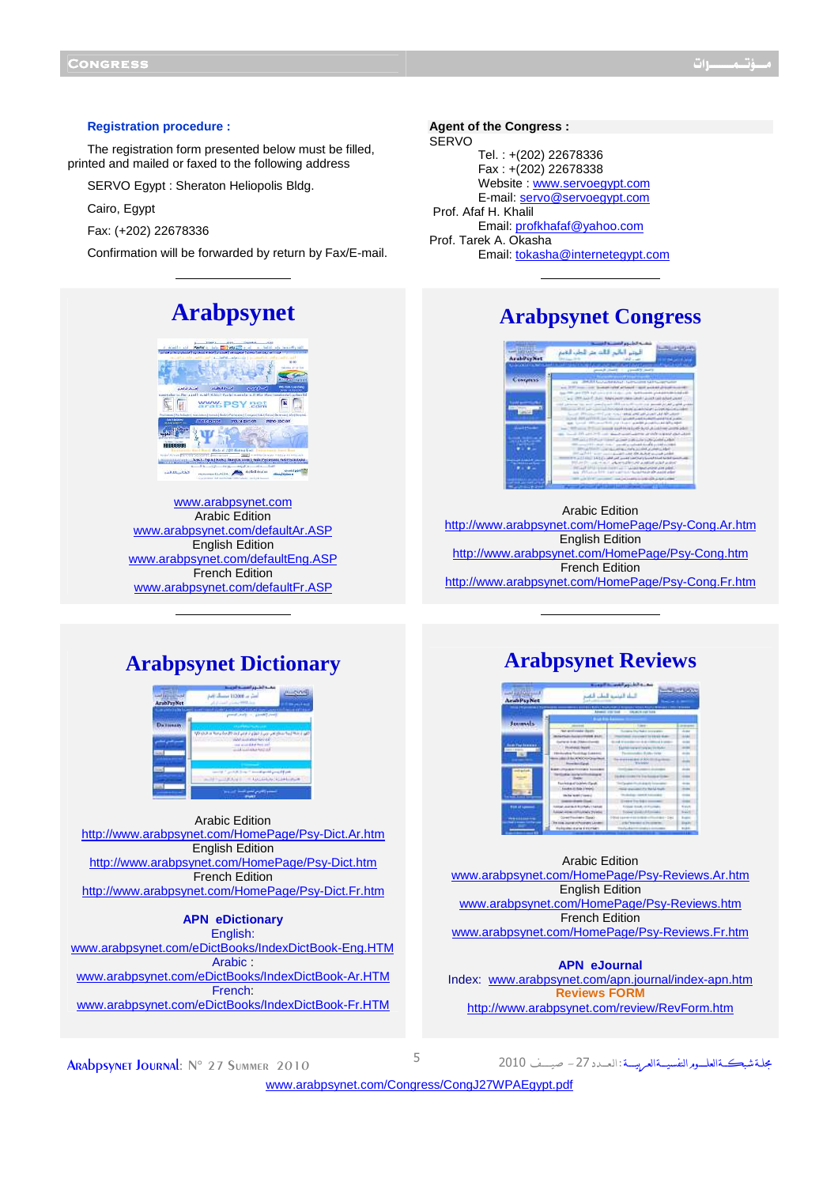**Registration procedure :**

The registration form presented below must be filled, printed and mailed or faxed to the following address

SERVO Egypt : Sheraton Heliopolis Bldg.

Cairo, Egypt

Fax: (+202) 22678336

Confirmation will be forwarded by return by Fax/E-mail.

**Agent of the Congress :**

SERVO

Tel. : +(202) 22678336
Fax : +(202) 22678338
Website : www.servoegypt.com
E-mail: servo@servoegypt.com

Prof. Afaf H. Khalil

Email: profkhafaf@yahoo.com

Prof. Tarek A. Okasha

Email: tokasha@internetegypt.com

## Arabpsynet

www.arabpsynet.com
Arabic Edition
www.arabpsynet.com/defaultAr.ASP
English Edition
www.arabpsynet.com/defaultEng.ASP
French Edition
www.arabpsynet.com/defaultFr.ASP

## Arabpsynet Congress

Arabic Edition
http://www.arabpsynet.com/HomePage/Psy-Cong.Ar.htm
English Edition
http://www.arabpsynet.com/HomePage/Psy-Cong.htm
French Edition
http://www.arabpsynet.com/HomePage/Psy-Cong.Fr.htm

## Arabpsynet Dictionary

Arabic Edition
http://www.arabpsynet.com/HomePage/Psy-Dict.Ar.htm
English Edition
http://www.arabpsynet.com/HomePage/Psy-Dict.htm
French Edition
http://www.arabpsynet.com/HomePage/Psy-Dict.Fr.htm

**APN eDictionary**

English:
www.arabpsynet.com/eDictBooks/IndexDictBook-Eng.HTM
Arabic :
www.arabpsynet.com/eDictBooks/IndexDictBook-Ar.HTM
French:
www.arabpsynet.com/eDictBooks/IndexDictBook-Fr.HTM

## Arabpsynet Reviews

Arabic Edition
www.arabpsynet.com/HomePage/Psy-Reviews.Ar.htm
English Edition
www.arabpsynet.com/HomePage/Psy-Reviews.htm
French Edition
www.arabpsynet.com/HomePage/Psy-Reviews.Fr.htm

**APN eJournal**

Index: www.arabpsynet.com/apn.journal/index-apn.htm

**Reviews FORM**

http://www.arabpsynet.com/review/RevForm.htm

www.arabpsynet.com/Congress/CongJ27WPAEgypt.pdf